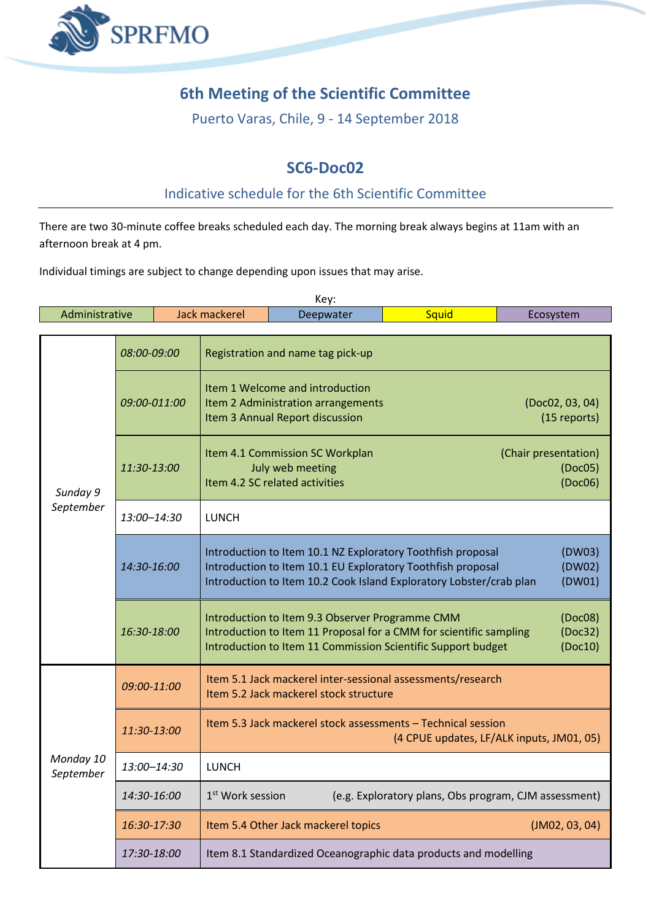SPRFMO

# 6th Meeting of the Scientific Committee

Puerto Varas, Chile, 9 - 14 September 2018

## SC6-Doc02

### Indicative schedule for the 6th Scientific Committee

There are two 30-minute coffee breaks scheduled each day. The morning break always begins at 11am with an afternoon break at 4 pm.

Individual timings are subject to change depending upon issues that may arise.

Key:

| Administrative | Jack mackerel | Deepwater | Squid | Ecosystem |
|---|---|---|---|---|

| | | | |
|---|---|---|---|
| *Sunday 9 September* | *08:00-09:00* | Registration and name tag pick-up | |
| | *09:00-011:00* | Item 1 Welcome and introduction<br>Item 2 Administration arrangements<br>Item 3 Annual Report discussion | <br>(Doc02, 03, 04)<br>(15 reports) |
| | *11:30-13:00* | Item 4.1 Commission SC Workplan<br>July web meeting<br>Item 4.2 SC related activities | (Chair presentation)<br>(Doc05)<br>(Doc06) |
| | *13:00–14:30* | LUNCH | |
| | *14:30-16:00* | Introduction to Item 10.1 NZ Exploratory Toothfish proposal<br>Introduction to Item 10.1 EU Exploratory Toothfish proposal<br>Introduction to Item 10.2 Cook Island Exploratory Lobster/crab plan | (DW03)<br>(DW02)<br>(DW01) |
| | *16:30-18:00* | Introduction to Item 9.3 Observer Programme CMM<br>Introduction to Item 11 Proposal for a CMM for scientific sampling<br>Introduction to Item 11 Commission Scientific Support budget | (Doc08)<br>(Doc32)<br>(Doc10) |
| *Monday 10 September* | *09:00-11:00* | Item 5.1 Jack mackerel inter-sessional assessments/research<br>Item 5.2 Jack mackerel stock structure | |
| | *11:30-13:00* | Item 5.3 Jack mackerel stock assessments – Technical session | (4 CPUE updates, LF/ALK inputs, JM01, 05) |
| | *13:00–14:30* | LUNCH | |
| | *14:30-16:00* | 1st Work session | (e.g. Exploratory plans, Obs program, CJM assessment) |
| | *16:30-17:30* | Item 5.4 Other Jack mackerel topics | (JM02, 03, 04) |
| | *17:30-18:00* | Item 8.1 Standardized Oceanographic data products and modelling | |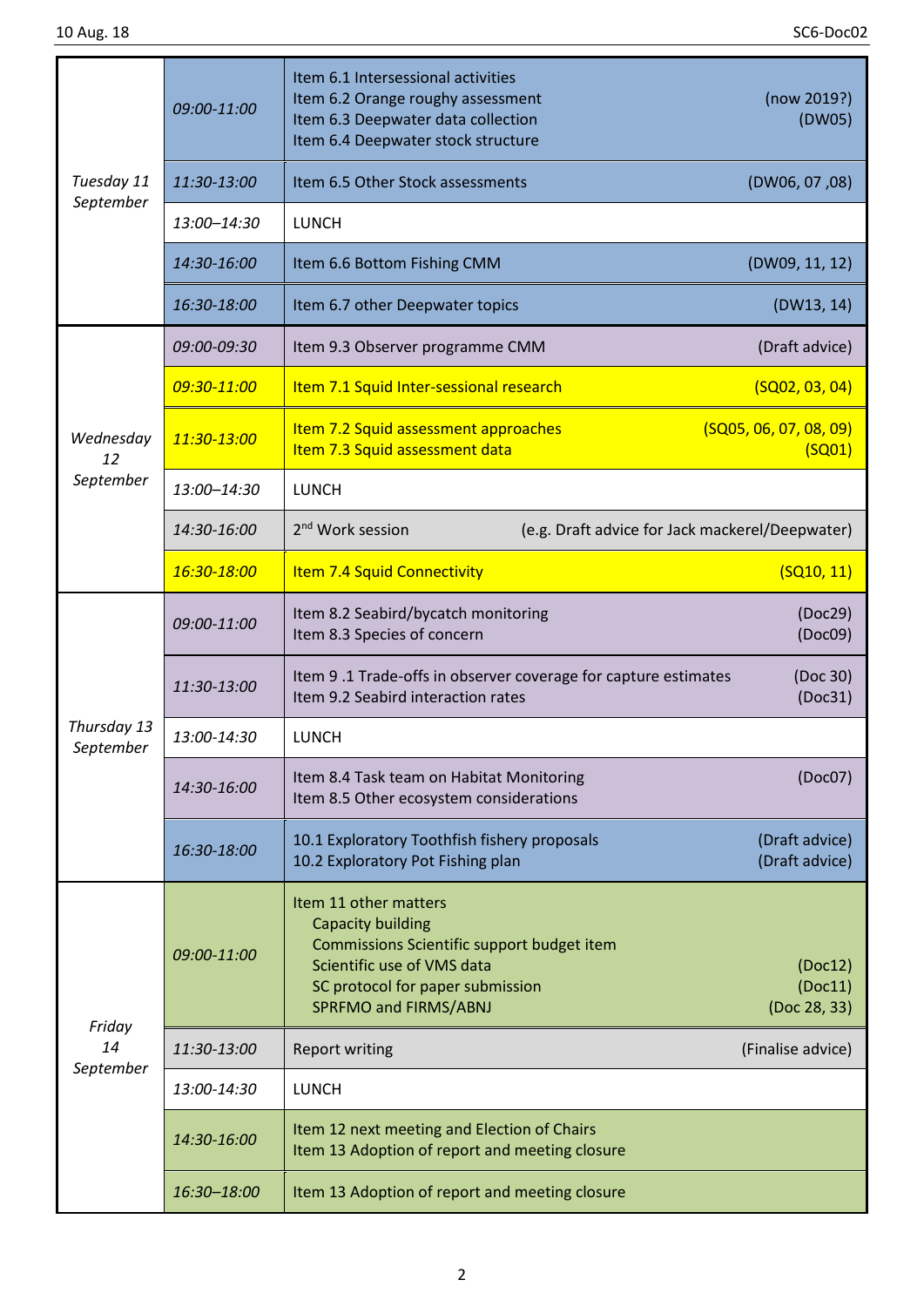| | | | |
|---|---|---|---|
| *Tuesday 11 September* | *09:00-11:00* | Item 6.1 Intersessional activities<br>Item 6.2 Orange roughy assessment<br>Item 6.3 Deepwater data collection<br>Item 6.4 Deepwater stock structure | (now 2019?)<br>(DW05) |
| | *11:30-13:00* | Item 6.5 Other Stock assessments | (DW06, 07 ,08) |
| | *13:00–14:30* | LUNCH | |
| | *14:30-16:00* | Item 6.6 Bottom Fishing CMM | (DW09, 11, 12) |
| | *16:30-18:00* | Item 6.7 other Deepwater topics | (DW13, 14) |
| *Wednesday 12 September* | *09:00-09:30* | Item 9.3 Observer programme CMM | (Draft advice) |
| | *09:30-11:00* | Item 7.1 Squid Inter-sessional research | (SQ02, 03, 04) |
| | *11:30-13:00* | Item 7.2 Squid assessment approaches<br>Item 7.3 Squid assessment data | (SQ05, 06, 07, 08, 09)<br>(SQ01) |
| | *13:00–14:30* | LUNCH | |
| | *14:30-16:00* | 2nd Work session | (e.g. Draft advice for Jack mackerel/Deepwater) |
| | *16:30-18:00* | Item 7.4 Squid Connectivity | (SQ10, 11) |
| *Thursday 13 September* | *09:00-11:00* | Item 8.2 Seabird/bycatch monitoring<br>Item 8.3 Species of concern | (Doc29)<br>(Doc09) |
| | *11:30-13:00* | Item 9 .1 Trade-offs in observer coverage for capture estimates<br>Item 9.2 Seabird interaction rates | (Doc 30)<br>(Doc31) |
| | *13:00-14:30* | LUNCH | |
| | *14:30-16:00* | Item 8.4 Task team on Habitat Monitoring<br>Item 8.5 Other ecosystem considerations | (Doc07) |
| | *16:30-18:00* | 10.1 Exploratory Toothfish fishery proposals<br>10.2 Exploratory Pot Fishing plan | (Draft advice)<br>(Draft advice) |
| *Friday 14 September* | *09:00-11:00* | Item 11 other matters<br>Capacity building<br>Commissions Scientific support budget item<br>Scientific use of VMS data<br>SC protocol for paper submission<br>SPRFMO and FIRMS/ABNJ | (Doc12)<br>(Doc11)<br>(Doc 28, 33) |
| | *11:30-13:00* | Report writing | (Finalise advice) |
| | *13:00-14:30* | LUNCH | |
| | *14:30-16:00* | Item 12 next meeting and Election of Chairs<br>Item 13 Adoption of report and meeting closure | |
| | *16:30–18:00* | Item 13 Adoption of report and meeting closure | |